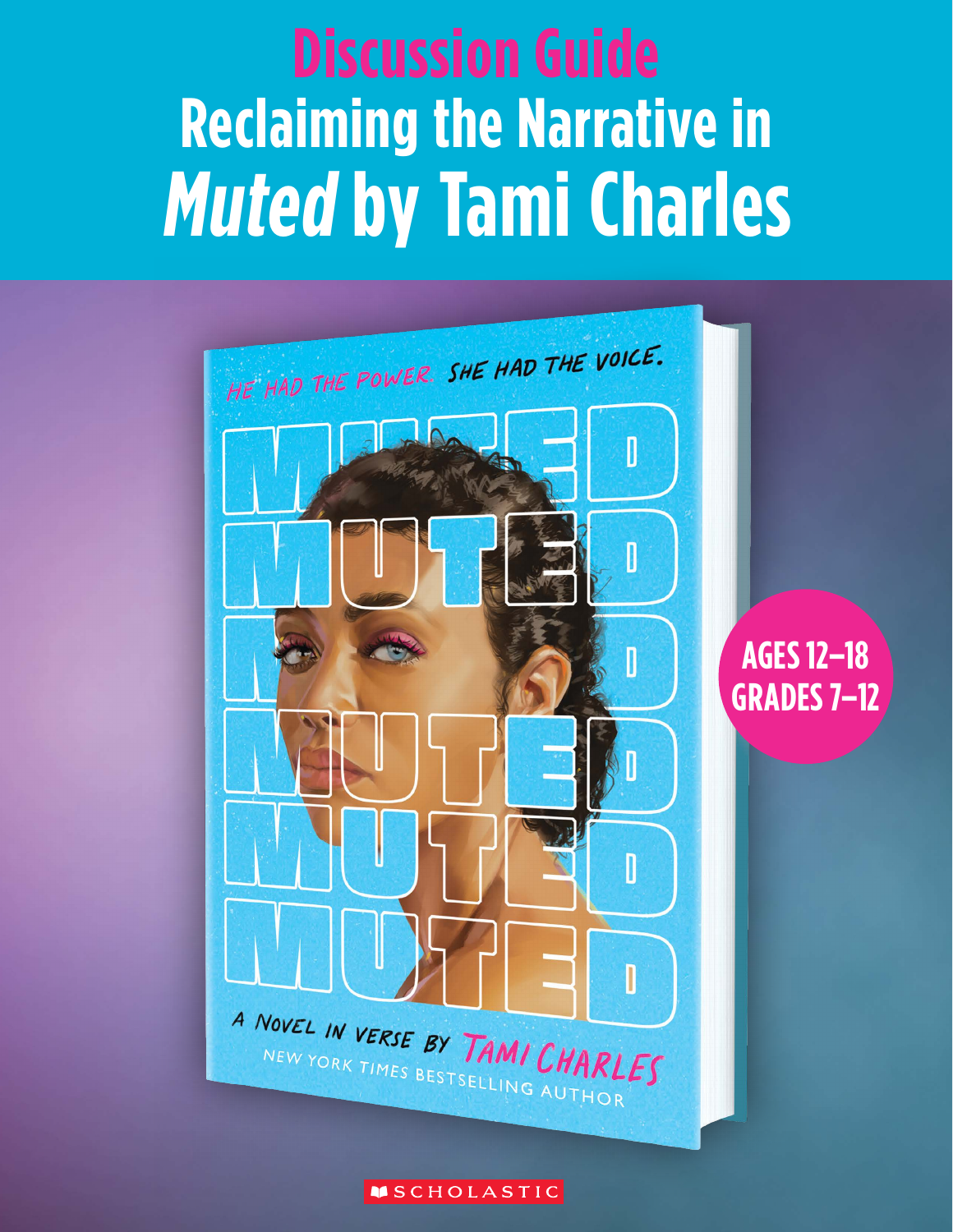# Discussion Guide

# Reclaiming the Narrative in *Muted* by Tami Charles

HE HAD THE POWER. SHE HAD THE VOICE.

MUTED

A NOVEL IN VERSE BY TAMI CHARLES

NEW YORK TIMES BESTSELLING AUTHOR

**AGES 12–18**
**GRADES 7–12**

SCHOLASTIC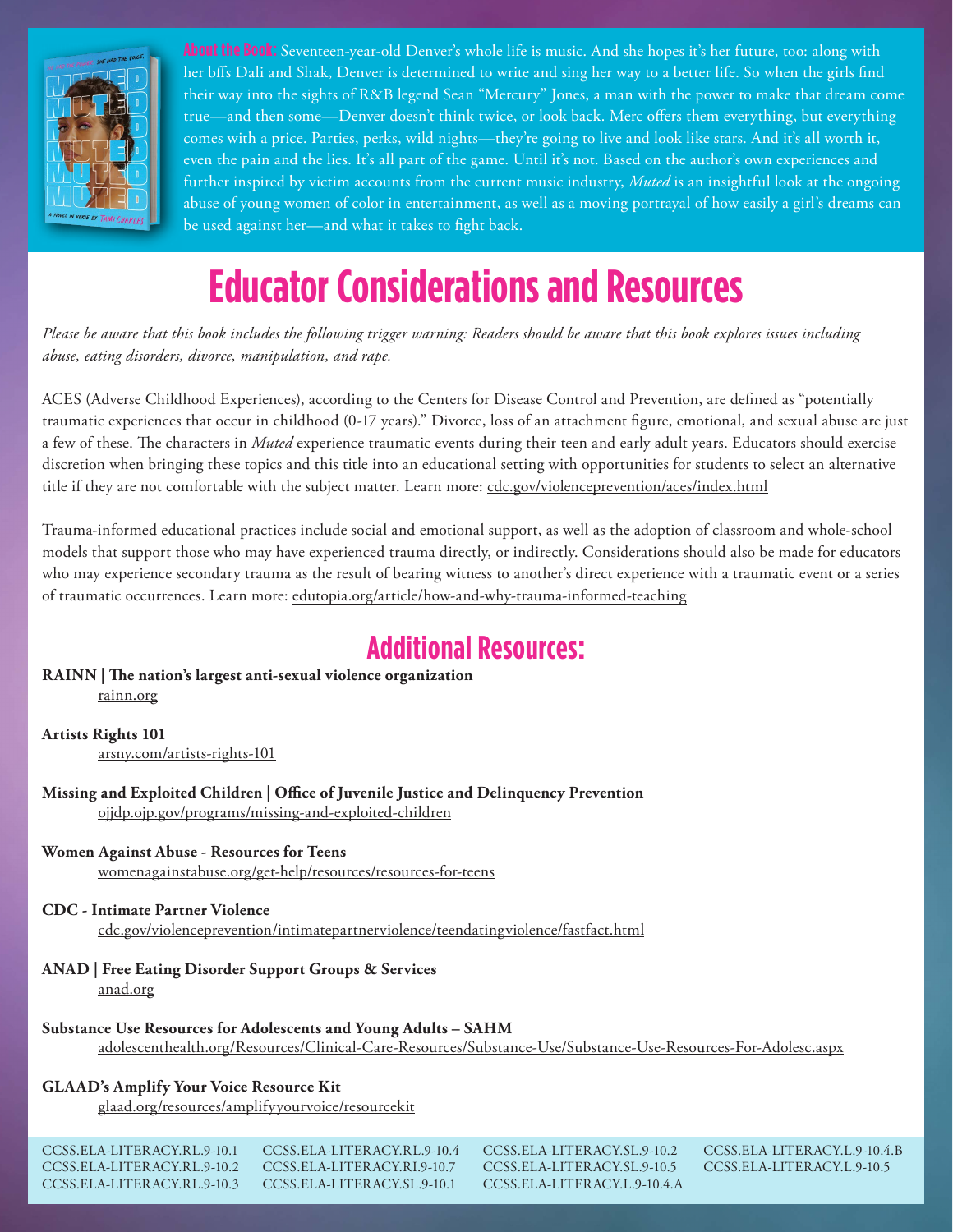**About the Book:** Seventeen-year-old Denver's whole life is music. And she hopes it's her future, too: along with her bffs Dali and Shak, Denver is determined to write and sing her way to a better life. So when the girls find their way into the sights of R&B legend Sean "Mercury" Jones, a man with the power to make that dream come true—and then some—Denver doesn't think twice, or look back. Merc offers them everything, but everything comes with a price. Parties, perks, wild nights—they're going to live and look like stars. And it's all worth it, even the pain and the lies. It's all part of the game. Until it's not. Based on the author's own experiences and further inspired by victim accounts from the current music industry, *Muted* is an insightful look at the ongoing abuse of young women of color in entertainment, as well as a moving portrayal of how easily a girl's dreams can be used against her—and what it takes to fight back.

# Educator Considerations and Resources

*Please be aware that this book includes the following trigger warning: Readers should be aware that this book explores issues including abuse, eating disorders, divorce, manipulation, and rape.*

ACES (Adverse Childhood Experiences), according to the Centers for Disease Control and Prevention, are defined as "potentially traumatic experiences that occur in childhood (0-17 years)." Divorce, loss of an attachment figure, emotional, and sexual abuse are just a few of these. The characters in *Muted* experience traumatic events during their teen and early adult years. Educators should exercise discretion when bringing these topics and this title into an educational setting with opportunities for students to select an alternative title if they are not comfortable with the subject matter. Learn more: cdc.gov/violenceprevention/aces/index.html

Trauma-informed educational practices include social and emotional support, as well as the adoption of classroom and whole-school models that support those who may have experienced trauma directly, or indirectly. Considerations should also be made for educators who may experience secondary trauma as the result of bearing witness to another's direct experience with a traumatic event or a series of traumatic occurrences. Learn more: edutopia.org/article/how-and-why-trauma-informed-teaching

## Additional Resources:

**RAINN | The nation's largest anti-sexual violence organization**
rainn.org

**Artists Rights 101**
arsny.com/artists-rights-101

**Missing and Exploited Children | Office of Juvenile Justice and Delinquency Prevention**
ojjdp.ojp.gov/programs/missing-and-exploited-children

**Women Against Abuse - Resources for Teens**
womenagainstabuse.org/get-help/resources/resources-for-teens

**CDC - Intimate Partner Violence**
cdc.gov/violenceprevention/intimatepartnerviolence/teendatingviolence/fastfact.html

**ANAD | Free Eating Disorder Support Groups & Services**
anad.org

**Substance Use Resources for Adolescents and Young Adults – SAHM**
adolescenthealth.org/Resources/Clinical-Care-Resources/Substance-Use/Substance-Use-Resources-For-Adolesc.aspx

**GLAAD's Amplify Your Voice Resource Kit**
glaad.org/resources/amplifyyourvoice/resourcekit

CCSS.ELA-LITERACY.RL.9-10.1
CCSS.ELA-LITERACY.RL.9-10.2
CCSS.ELA-LITERACY.RL.9-10.3
CCSS.ELA-LITERACY.RL.9-10.4
CCSS.ELA-LITERACY.RI.9-10.7
CCSS.ELA-LITERACY.SL.9-10.1
CCSS.ELA-LITERACY.SL.9-10.2
CCSS.ELA-LITERACY.SL.9-10.5
CCSS.ELA-LITERACY.L.9-10.4.A
CCSS.ELA-LITERACY.L.9-10.4.B
CCSS.ELA-LITERACY.L.9-10.5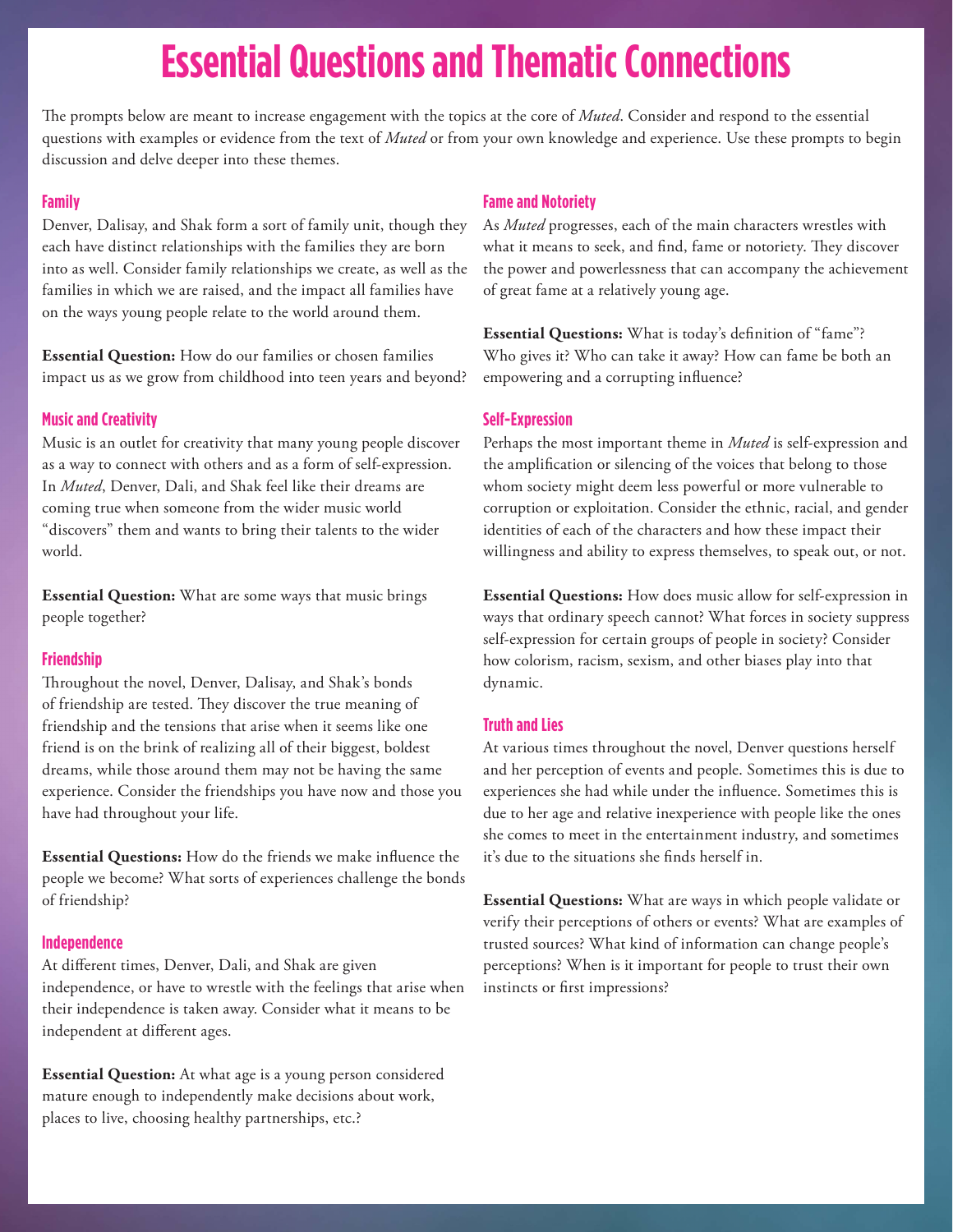# Essential Questions and Thematic Connections

The prompts below are meant to increase engagement with the topics at the core of *Muted*. Consider and respond to the essential questions with examples or evidence from the text of *Muted* or from your own knowledge and experience. Use these prompts to begin discussion and delve deeper into these themes.

### Family

Denver, Dalisay, and Shak form a sort of family unit, though they each have distinct relationships with the families they are born into as well. Consider family relationships we create, as well as the families in which we are raised, and the impact all families have on the ways young people relate to the world around them.

**Essential Question:** How do our families or chosen families impact us as we grow from childhood into teen years and beyond?

### Music and Creativity

Music is an outlet for creativity that many young people discover as a way to connect with others and as a form of self-expression. In *Muted*, Denver, Dali, and Shak feel like their dreams are coming true when someone from the wider music world "discovers" them and wants to bring their talents to the wider world.

**Essential Question:** What are some ways that music brings people together?

### Friendship

Throughout the novel, Denver, Dalisay, and Shak's bonds of friendship are tested. They discover the true meaning of friendship and the tensions that arise when it seems like one friend is on the brink of realizing all of their biggest, boldest dreams, while those around them may not be having the same experience. Consider the friendships you have now and those you have had throughout your life.

**Essential Questions:** How do the friends we make influence the people we become? What sorts of experiences challenge the bonds of friendship?

### Independence

At different times, Denver, Dali, and Shak are given independence, or have to wrestle with the feelings that arise when their independence is taken away. Consider what it means to be independent at different ages.

**Essential Question:** At what age is a young person considered mature enough to independently make decisions about work, places to live, choosing healthy partnerships, etc.?

### Fame and Notoriety

As *Muted* progresses, each of the main characters wrestles with what it means to seek, and find, fame or notoriety. They discover the power and powerlessness that can accompany the achievement of great fame at a relatively young age.

**Essential Questions:** What is today's definition of "fame"? Who gives it? Who can take it away? How can fame be both an empowering and a corrupting influence?

### Self-Expression

Perhaps the most important theme in *Muted* is self-expression and the amplification or silencing of the voices that belong to those whom society might deem less powerful or more vulnerable to corruption or exploitation. Consider the ethnic, racial, and gender identities of each of the characters and how these impact their willingness and ability to express themselves, to speak out, or not.

**Essential Questions:** How does music allow for self-expression in ways that ordinary speech cannot? What forces in society suppress self-expression for certain groups of people in society? Consider how colorism, racism, sexism, and other biases play into that dynamic.

### Truth and Lies

At various times throughout the novel, Denver questions herself and her perception of events and people. Sometimes this is due to experiences she had while under the influence. Sometimes this is due to her age and relative inexperience with people like the ones she comes to meet in the entertainment industry, and sometimes it's due to the situations she finds herself in.

**Essential Questions:** What are ways in which people validate or verify their perceptions of others or events? What are examples of trusted sources? What kind of information can change people's perceptions? When is it important for people to trust their own instincts or first impressions?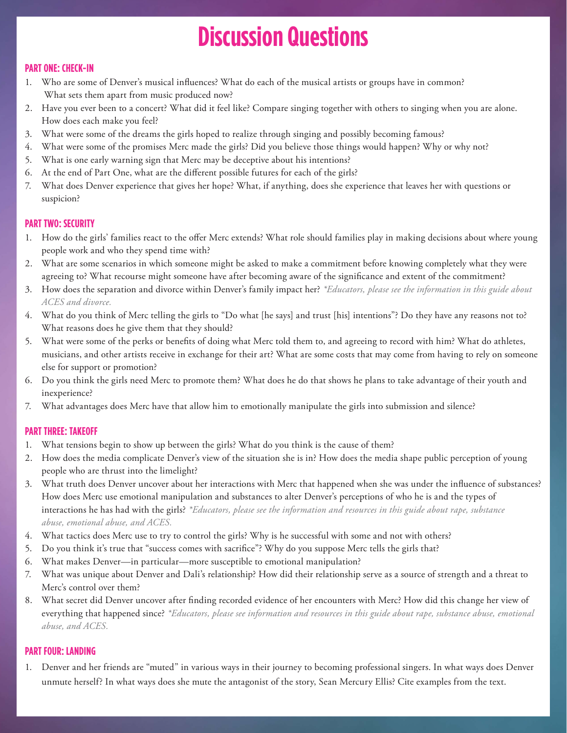# Discussion Questions

## PART ONE: CHECK-IN

1. Who are some of Denver's musical influences? What do each of the musical artists or groups have in common? What sets them apart from music produced now?
2. Have you ever been to a concert? What did it feel like? Compare singing together with others to singing when you are alone. How does each make you feel?
3. What were some of the dreams the girls hoped to realize through singing and possibly becoming famous?
4. What were some of the promises Merc made the girls? Did you believe those things would happen? Why or why not?
5. What is one early warning sign that Merc may be deceptive about his intentions?
6. At the end of Part One, what are the different possible futures for each of the girls?
7. What does Denver experience that gives her hope? What, if anything, does she experience that leaves her with questions or suspicion?

## PART TWO: SECURITY

1. How do the girls' families react to the offer Merc extends? What role should families play in making decisions about where young people work and who they spend time with?
2. What are some scenarios in which someone might be asked to make a commitment before knowing completely what they were agreeing to? What recourse might someone have after becoming aware of the significance and extent of the commitment?
3. How does the separation and divorce within Denver's family impact her? *\*Educators, please see the information in this guide about ACES and divorce.*
4. What do you think of Merc telling the girls to "Do what [he says] and trust [his] intentions"? Do they have any reasons not to? What reasons does he give them that they should?
5. What were some of the perks or benefits of doing what Merc told them to, and agreeing to record with him? What do athletes, musicians, and other artists receive in exchange for their art? What are some costs that may come from having to rely on someone else for support or promotion?
6. Do you think the girls need Merc to promote them? What does he do that shows he plans to take advantage of their youth and inexperience?
7. What advantages does Merc have that allow him to emotionally manipulate the girls into submission and silence?

## PART THREE: TAKEOFF

1. What tensions begin to show up between the girls? What do you think is the cause of them?
2. How does the media complicate Denver's view of the situation she is in? How does the media shape public perception of young people who are thrust into the limelight?
3. What truth does Denver uncover about her interactions with Merc that happened when she was under the influence of substances? How does Merc use emotional manipulation and substances to alter Denver's perceptions of who he is and the types of interactions he has had with the girls? *\*Educators, please see the information and resources in this guide about rape, substance abuse, emotional abuse, and ACES.*
4. What tactics does Merc use to try to control the girls? Why is he successful with some and not with others?
5. Do you think it's true that "success comes with sacrifice"? Why do you suppose Merc tells the girls that?
6. What makes Denver—in particular—more susceptible to emotional manipulation?
7. What was unique about Denver and Dali's relationship? How did their relationship serve as a source of strength and a threat to Merc's control over them?
8. What secret did Denver uncover after finding recorded evidence of her encounters with Merc? How did this change her view of everything that happened since? *\*Educators, please see information and resources in this guide about rape, substance abuse, emotional abuse, and ACES.*

## PART FOUR: LANDING

1. Denver and her friends are "muted" in various ways in their journey to becoming professional singers. In what ways does Denver unmute herself? In what ways does she mute the antagonist of the story, Sean Mercury Ellis? Cite examples from the text.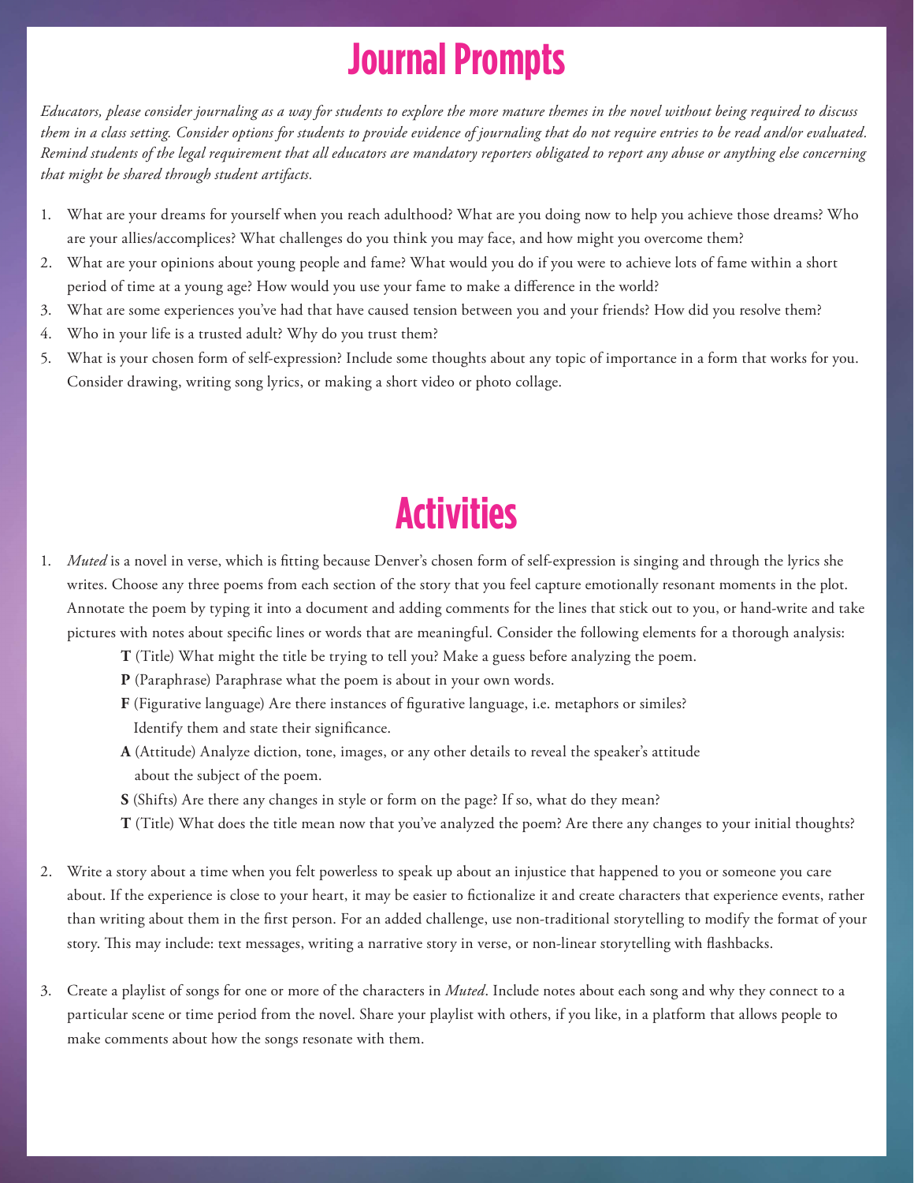# Journal Prompts

*Educators, please consider journaling as a way for students to explore the more mature themes in the novel without being required to discuss them in a class setting. Consider options for students to provide evidence of journaling that do not require entries to be read and/or evaluated. Remind students of the legal requirement that all educators are mandatory reporters obligated to report any abuse or anything else concerning that might be shared through student artifacts.*

1. What are your dreams for yourself when you reach adulthood? What are you doing now to help you achieve those dreams? Who are your allies/accomplices? What challenges do you think you may face, and how might you overcome them?
2. What are your opinions about young people and fame? What would you do if you were to achieve lots of fame within a short period of time at a young age? How would you use your fame to make a difference in the world?
3. What are some experiences you've had that have caused tension between you and your friends? How did you resolve them?
4. Who in your life is a trusted adult? Why do you trust them?
5. What is your chosen form of self-expression? Include some thoughts about any topic of importance in a form that works for you. Consider drawing, writing song lyrics, or making a short video or photo collage.

# Activities

1. *Muted* is a novel in verse, which is fitting because Denver's chosen form of self-expression is singing and through the lyrics she writes. Choose any three poems from each section of the story that you feel capture emotionally resonant moments in the plot. Annotate the poem by typing it into a document and adding comments for the lines that stick out to you, or hand-write and take pictures with notes about specific lines or words that are meaningful. Consider the following elements for a thorough analysis:
   - **T** (Title) What might the title be trying to tell you? Make a guess before analyzing the poem.
   - **P** (Paraphrase) Paraphrase what the poem is about in your own words.
   - **F** (Figurative language) Are there instances of figurative language, i.e. metaphors or similes? Identify them and state their significance.
   - **A** (Attitude) Analyze diction, tone, images, or any other details to reveal the speaker's attitude about the subject of the poem.
   - **S** (Shifts) Are there any changes in style or form on the page? If so, what do they mean?
   - **T** (Title) What does the title mean now that you've analyzed the poem? Are there any changes to your initial thoughts?

2. Write a story about a time when you felt powerless to speak up about an injustice that happened to you or someone you care about. If the experience is close to your heart, it may be easier to fictionalize it and create characters that experience events, rather than writing about them in the first person. For an added challenge, use non-traditional storytelling to modify the format of your story. This may include: text messages, writing a narrative story in verse, or non-linear storytelling with flashbacks.

3. Create a playlist of songs for one or more of the characters in *Muted*. Include notes about each song and why they connect to a particular scene or time period from the novel. Share your playlist with others, if you like, in a platform that allows people to make comments about how the songs resonate with them.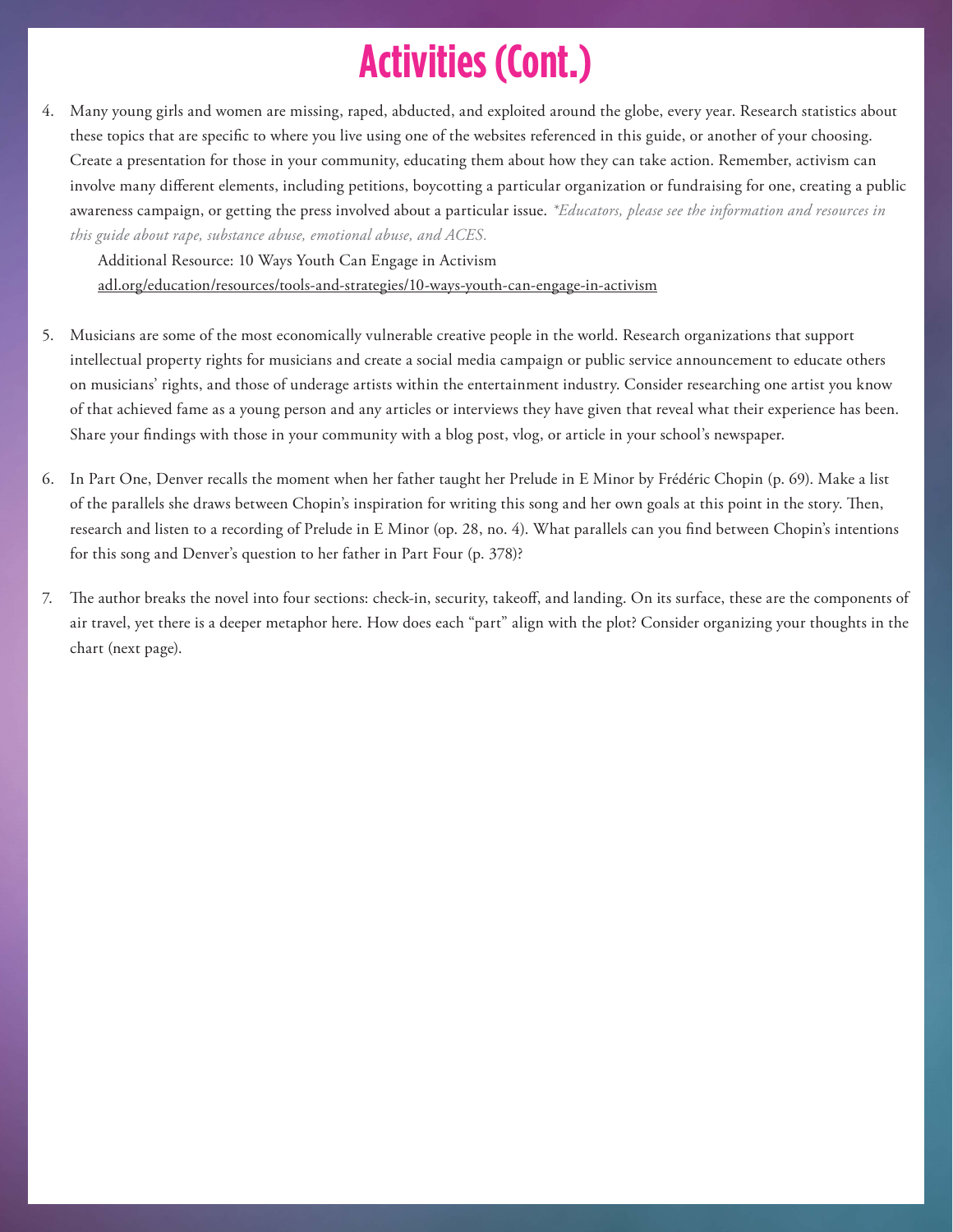# Activities (Cont.)

4. Many young girls and women are missing, raped, abducted, and exploited around the globe, every year. Research statistics about these topics that are specific to where you live using one of the websites referenced in this guide, or another of your choosing. Create a presentation for those in your community, educating them about how they can take action. Remember, activism can involve many different elements, including petitions, boycotting a particular organization or fundraising for one, creating a public awareness campaign, or getting the press involved about a particular issue. *\*Educators, please see the information and resources in this guide about rape, substance abuse, emotional abuse, and ACES.*

   Additional Resource: 10 Ways Youth Can Engage in Activism
   adl.org/education/resources/tools-and-strategies/10-ways-youth-can-engage-in-activism

5. Musicians are some of the most economically vulnerable creative people in the world. Research organizations that support intellectual property rights for musicians and create a social media campaign or public service announcement to educate others on musicians' rights, and those of underage artists within the entertainment industry. Consider researching one artist you know of that achieved fame as a young person and any articles or interviews they have given that reveal what their experience has been. Share your findings with those in your community with a blog post, vlog, or article in your school's newspaper.

6. In Part One, Denver recalls the moment when her father taught her Prelude in E Minor by Frédéric Chopin (p. 69). Make a list of the parallels she draws between Chopin's inspiration for writing this song and her own goals at this point in the story. Then, research and listen to a recording of Prelude in E Minor (op. 28, no. 4). What parallels can you find between Chopin's intentions for this song and Denver's question to her father in Part Four (p. 378)?

7. The author breaks the novel into four sections: check-in, security, takeoff, and landing. On its surface, these are the components of air travel, yet there is a deeper metaphor here. How does each "part" align with the plot? Consider organizing your thoughts in the chart (next page).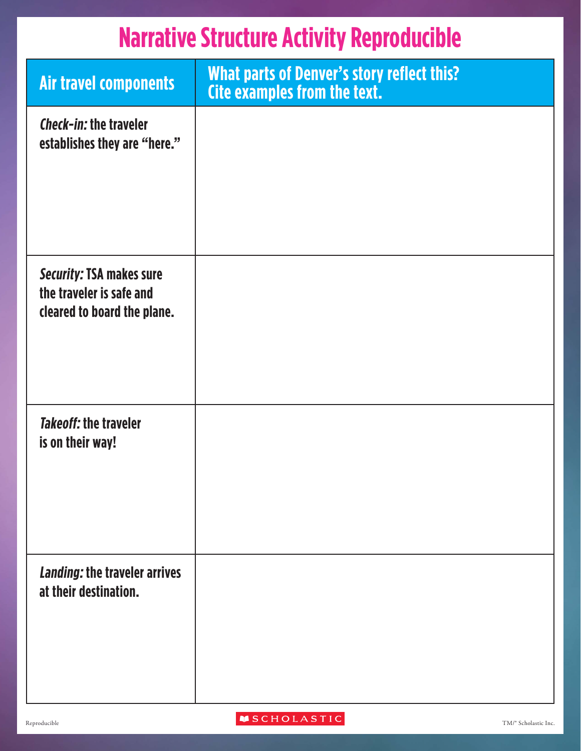# Narrative Structure Activity Reproducible

| Air travel components | What parts of Denver's story reflect this? Cite examples from the text. |
| --- | --- |
| ***Check-in:*** **the traveler establishes they are "here."** | |
| ***Security:*** **TSA makes sure the traveler is safe and cleared to board the plane.** | |
| ***Takeoff:*** **the traveler is on their way!** | |
| ***Landing:*** **the traveler arrives at their destination.** | |

Reproducible

SCHOLASTIC

TM/® Scholastic Inc.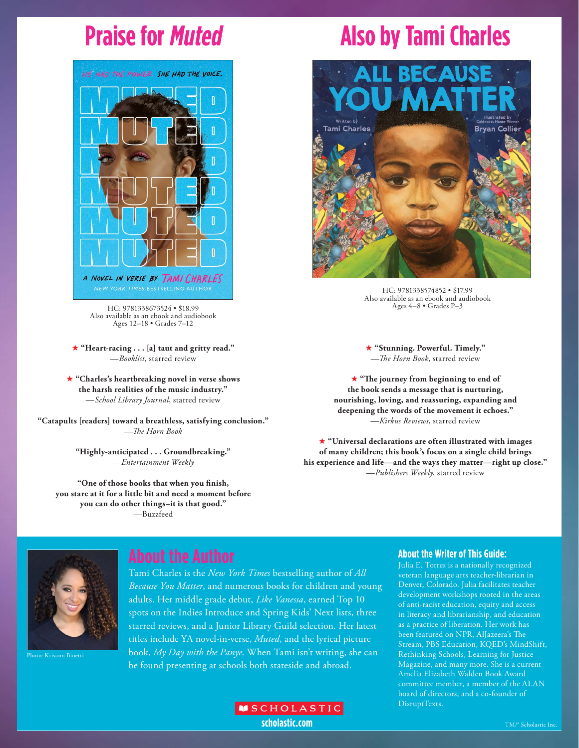# Praise for *Muted*

HC: 9781338673524 • $18.99
Also available as an ebook and audiobook
Ages 12–18 • Grades 7–12

★ **"Heart-racing . . . [a] taut and gritty read."**
—*Booklist*, starred review

★ **"Charles's heartbreaking novel in verse shows the harsh realities of the music industry."**
—*School Library Journal*, starred review

**"Catapults [readers] toward a breathless, satisfying conclusion."**
—*The Horn Book*

**"Highly-anticipated . . . Groundbreaking."**
—*Entertainment Weekly*

**"One of those books that when you finish, you stare at it for a little bit and need a moment before you can do other things–it is that good."**
—Buzzfeed

# Also by Tami Charles

HC: 9781338574852 • $17.99
Also available as an ebook and audiobook
Ages 4–8 • Grades P–3

★ **"Stunning. Powerful. Timely."**
—*The Horn Book*, starred review

★ **"The journey from beginning to end of the book sends a message that is nurturing, nourishing, loving, and reassuring, expanding and deepening the words of the movement it echoes."**
—*Kirkus Reviews*, starred review

★ **"Universal declarations are often illustrated with images of many children; this book's focus on a single child brings his experience and life—and the ways they matter—right up close."**
—*Publishers Weekly*, starred review

Photo: Krisann Binetti

## About the Author

Tami Charles is the *New York Times* bestselling author of *All Because You Matter*, and numerous books for children and young adults. Her middle grade debut, *Like Vanessa*, earned Top 10 spots on the Indies Introduce and Spring Kids' Next lists, three starred reviews, and a Junior Library Guild selection. Her latest titles include YA novel-in-verse, *Muted*, and the lyrical picture book, *My Day with the Panye*. When Tami isn't writing, she can be found presenting at schools both stateside and abroad.

### About the Writer of This Guide:

Julia E. Torres is a nationally recognized veteran language arts teacher-librarian in Denver, Colorado. Julia facilitates teacher development workshops rooted in the areas of anti-racist education, equity and access in literacy and librarianship, and education as a practice of liberation. Her work has been featured on NPR, AlJazeera's The Stream, PBS Education, KQED's MindShift, Rethinking Schools, Learning for Justice Magazine, and many more. She is a current Amelia Elizabeth Walden Book Award committee member, a member of the ALAN board of directors, and a co-founder of DisruptTexts.

SCHOLASTIC
scholastic.com

TM/® Scholastic Inc.